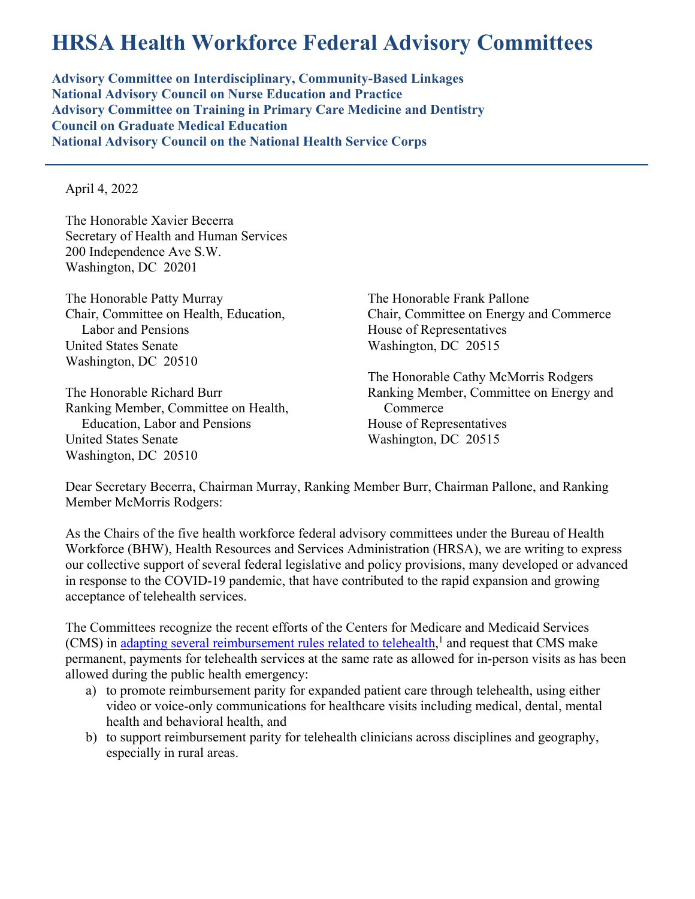# HRSA Health Workforce Federal Advisory Committees

**Advisory Committee on Interdisciplinary, Community-Based Linkages**
**National Advisory Council on Nurse Education and Practice**
**Advisory Committee on Training in Primary Care Medicine and Dentistry**
**Council on Graduate Medical Education**
**National Advisory Council on the National Health Service Corps**

---

April 4, 2022

The Honorable Xavier Becerra
Secretary of Health and Human Services
200 Independence Ave S.W.
Washington, DC 20201

The Honorable Patty Murray
Chair, Committee on Health, Education, Labor and Pensions
United States Senate
Washington, DC 20510

The Honorable Richard Burr
Ranking Member, Committee on Health, Education, Labor and Pensions
United States Senate
Washington, DC 20510

The Honorable Frank Pallone
Chair, Committee on Energy and Commerce
House of Representatives
Washington, DC 20515

The Honorable Cathy McMorris Rodgers
Ranking Member, Committee on Energy and Commerce
House of Representatives
Washington, DC 20515

Dear Secretary Becerra, Chairman Murray, Ranking Member Burr, Chairman Pallone, and Ranking Member McMorris Rodgers:

As the Chairs of the five health workforce federal advisory committees under the Bureau of Health Workforce (BHW), Health Resources and Services Administration (HRSA), we are writing to express our collective support of several federal legislative and policy provisions, many developed or advanced in response to the COVID-19 pandemic, that have contributed to the rapid expansion and growing acceptance of telehealth services.

The Committees recognize the recent efforts of the Centers for Medicare and Medicaid Services (CMS) in adapting several reimbursement rules related to telehealth,[1] and request that CMS make permanent, payments for telehealth services at the same rate as allowed for in-person visits as has been allowed during the public health emergency:

a) to promote reimbursement parity for expanded patient care through telehealth, using either video or voice-only communications for healthcare visits including medical, dental, mental health and behavioral health, and
b) to support reimbursement parity for telehealth clinicians across disciplines and geography, especially in rural areas.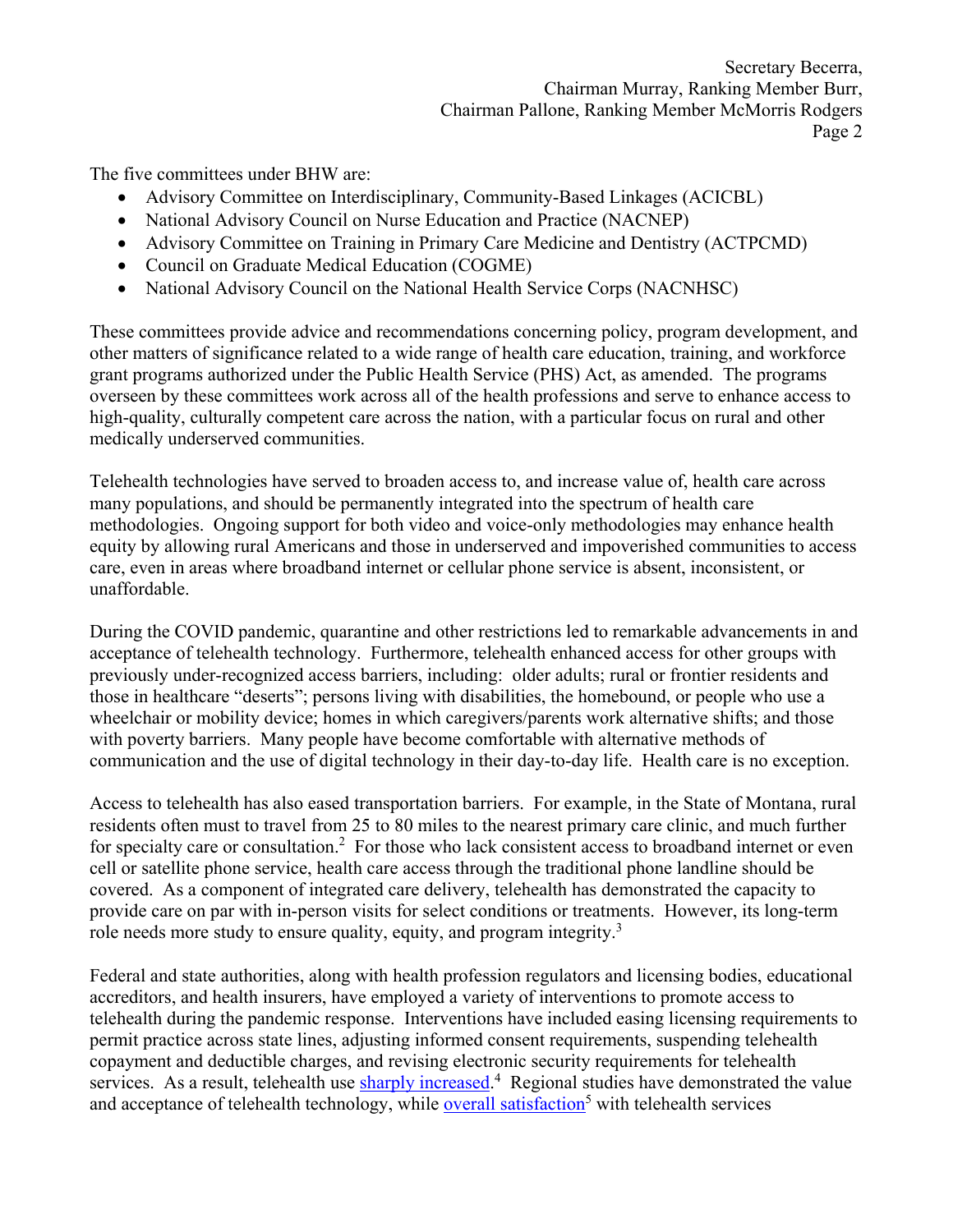The five committees under BHW are:

- Advisory Committee on Interdisciplinary, Community-Based Linkages (ACICBL)
- National Advisory Council on Nurse Education and Practice (NACNEP)
- Advisory Committee on Training in Primary Care Medicine and Dentistry (ACTPCMD)
- Council on Graduate Medical Education (COGME)
- National Advisory Council on the National Health Service Corps (NACNHSC)

These committees provide advice and recommendations concerning policy, program development, and other matters of significance related to a wide range of health care education, training, and workforce grant programs authorized under the Public Health Service (PHS) Act, as amended. The programs overseen by these committees work across all of the health professions and serve to enhance access to high-quality, culturally competent care across the nation, with a particular focus on rural and other medically underserved communities.

Telehealth technologies have served to broaden access to, and increase value of, health care across many populations, and should be permanently integrated into the spectrum of health care methodologies. Ongoing support for both video and voice-only methodologies may enhance health equity by allowing rural Americans and those in underserved and impoverished communities to access care, even in areas where broadband internet or cellular phone service is absent, inconsistent, or unaffordable.

During the COVID pandemic, quarantine and other restrictions led to remarkable advancements in and acceptance of telehealth technology. Furthermore, telehealth enhanced access for other groups with previously under-recognized access barriers, including: older adults; rural or frontier residents and those in healthcare "deserts"; persons living with disabilities, the homebound, or people who use a wheelchair or mobility device; homes in which caregivers/parents work alternative shifts; and those with poverty barriers. Many people have become comfortable with alternative methods of communication and the use of digital technology in their day-to-day life. Health care is no exception.

Access to telehealth has also eased transportation barriers. For example, in the State of Montana, rural residents often must to travel from 25 to 80 miles to the nearest primary care clinic, and much further for specialty care or consultation.[2] For those who lack consistent access to broadband internet or even cell or satellite phone service, health care access through the traditional phone landline should be covered. As a component of integrated care delivery, telehealth has demonstrated the capacity to provide care on par with in-person visits for select conditions or treatments. However, its long-term role needs more study to ensure quality, equity, and program integrity.[3]

Federal and state authorities, along with health profession regulators and licensing bodies, educational accreditors, and health insurers, have employed a variety of interventions to promote access to telehealth during the pandemic response. Interventions have included easing licensing requirements to permit practice across state lines, adjusting informed consent requirements, suspending telehealth copayment and deductible charges, and revising electronic security requirements for telehealth services. As a result, telehealth use sharply increased.[4] Regional studies have demonstrated the value and acceptance of telehealth technology, while overall satisfaction[5] with telehealth services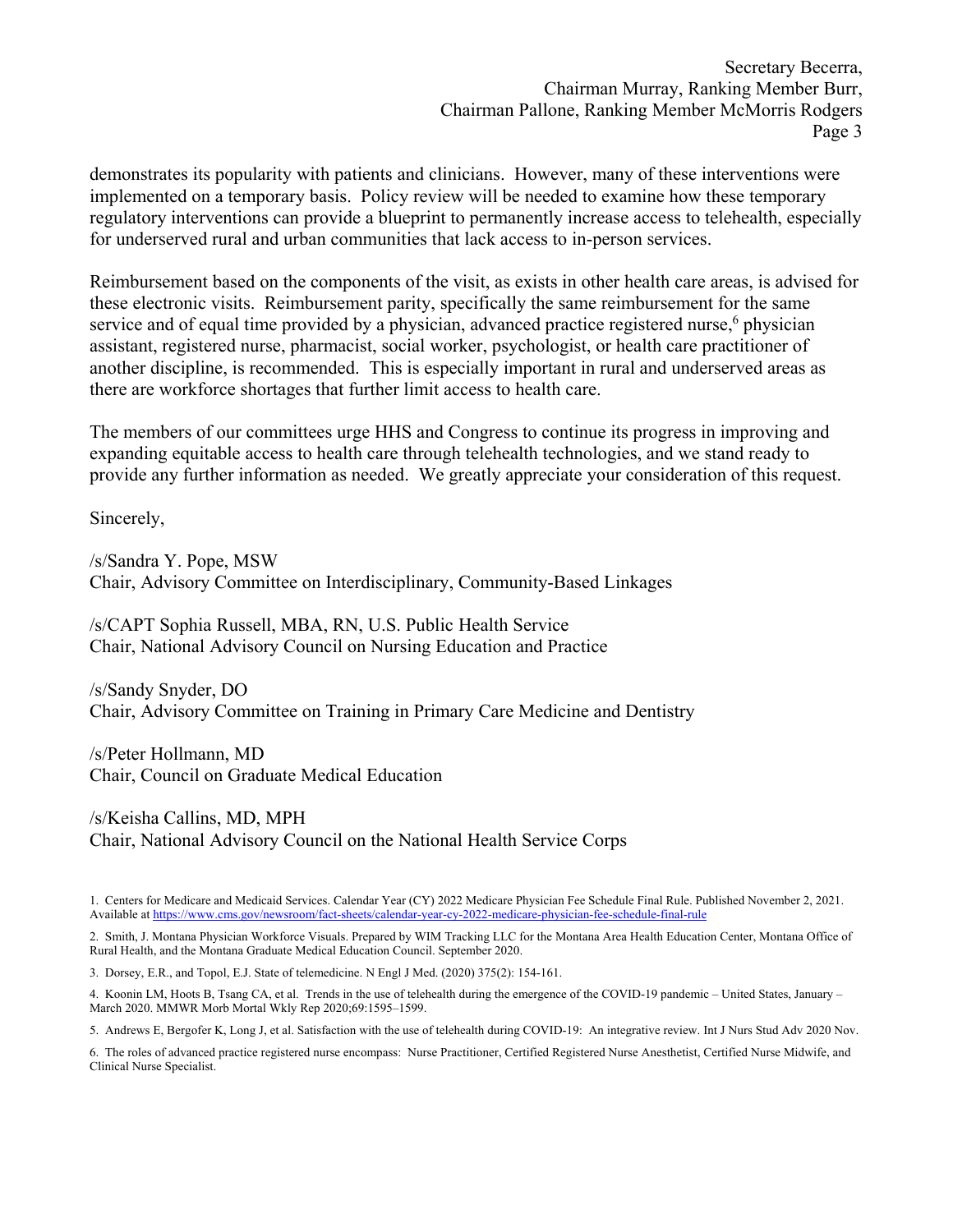demonstrates its popularity with patients and clinicians. However, many of these interventions were implemented on a temporary basis. Policy review will be needed to examine how these temporary regulatory interventions can provide a blueprint to permanently increase access to telehealth, especially for underserved rural and urban communities that lack access to in-person services.

Reimbursement based on the components of the visit, as exists in other health care areas, is advised for these electronic visits. Reimbursement parity, specifically the same reimbursement for the same service and of equal time provided by a physician, advanced practice registered nurse,[6] physician assistant, registered nurse, pharmacist, social worker, psychologist, or health care practitioner of another discipline, is recommended. This is especially important in rural and underserved areas as there are workforce shortages that further limit access to health care.

The members of our committees urge HHS and Congress to continue its progress in improving and expanding equitable access to health care through telehealth technologies, and we stand ready to provide any further information as needed. We greatly appreciate your consideration of this request.

Sincerely,

/s/Sandra Y. Pope, MSW
Chair, Advisory Committee on Interdisciplinary, Community-Based Linkages

/s/CAPT Sophia Russell, MBA, RN, U.S. Public Health Service
Chair, National Advisory Council on Nursing Education and Practice

/s/Sandy Snyder, DO
Chair, Advisory Committee on Training in Primary Care Medicine and Dentistry

/s/Peter Hollmann, MD
Chair, Council on Graduate Medical Education

/s/Keisha Callins, MD, MPH
Chair, National Advisory Council on the National Health Service Corps

1. Centers for Medicare and Medicaid Services. Calendar Year (CY) 2022 Medicare Physician Fee Schedule Final Rule. Published November 2, 2021. Available at https://www.cms.gov/newsroom/fact-sheets/calendar-year-cy-2022-medicare-physician-fee-schedule-final-rule

2. Smith, J. Montana Physician Workforce Visuals. Prepared by WIM Tracking LLC for the Montana Area Health Education Center, Montana Office of Rural Health, and the Montana Graduate Medical Education Council. September 2020.

3. Dorsey, E.R., and Topol, E.J. State of telemedicine. N Engl J Med. (2020) 375(2): 154-161.

4. Koonin LM, Hoots B, Tsang CA, et al. Trends in the use of telehealth during the emergence of the COVID-19 pandemic – United States, January – March 2020. MMWR Morb Mortal Wkly Rep 2020;69:1595–1599.

5. Andrews E, Bergofer K, Long J, et al. Satisfaction with the use of telehealth during COVID-19: An integrative review. Int J Nurs Stud Adv 2020 Nov.

6. The roles of advanced practice registered nurse encompass: Nurse Practitioner, Certified Registered Nurse Anesthetist, Certified Nurse Midwife, and Clinical Nurse Specialist.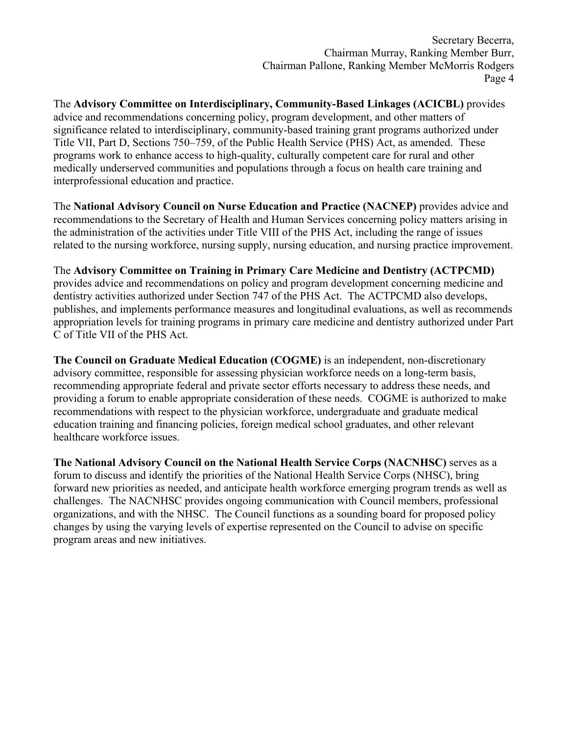The **Advisory Committee on Interdisciplinary, Community-Based Linkages (ACICBL)** provides advice and recommendations concerning policy, program development, and other matters of significance related to interdisciplinary, community-based training grant programs authorized under Title VII, Part D, Sections 750–759, of the Public Health Service (PHS) Act, as amended. These programs work to enhance access to high-quality, culturally competent care for rural and other medically underserved communities and populations through a focus on health care training and interprofessional education and practice.

The **National Advisory Council on Nurse Education and Practice (NACNEP)** provides advice and recommendations to the Secretary of Health and Human Services concerning policy matters arising in the administration of the activities under Title VIII of the PHS Act, including the range of issues related to the nursing workforce, nursing supply, nursing education, and nursing practice improvement.

The **Advisory Committee on Training in Primary Care Medicine and Dentistry (ACTPCMD)** provides advice and recommendations on policy and program development concerning medicine and dentistry activities authorized under Section 747 of the PHS Act. The ACTPCMD also develops, publishes, and implements performance measures and longitudinal evaluations, as well as recommends appropriation levels for training programs in primary care medicine and dentistry authorized under Part C of Title VII of the PHS Act.

**The Council on Graduate Medical Education (COGME)** is an independent, non-discretionary advisory committee, responsible for assessing physician workforce needs on a long-term basis, recommending appropriate federal and private sector efforts necessary to address these needs, and providing a forum to enable appropriate consideration of these needs. COGME is authorized to make recommendations with respect to the physician workforce, undergraduate and graduate medical education training and financing policies, foreign medical school graduates, and other relevant healthcare workforce issues.

**The National Advisory Council on the National Health Service Corps (NACNHSC)** serves as a forum to discuss and identify the priorities of the National Health Service Corps (NHSC), bring forward new priorities as needed, and anticipate health workforce emerging program trends as well as challenges. The NACNHSC provides ongoing communication with Council members, professional organizations, and with the NHSC. The Council functions as a sounding board for proposed policy changes by using the varying levels of expertise represented on the Council to advise on specific program areas and new initiatives.